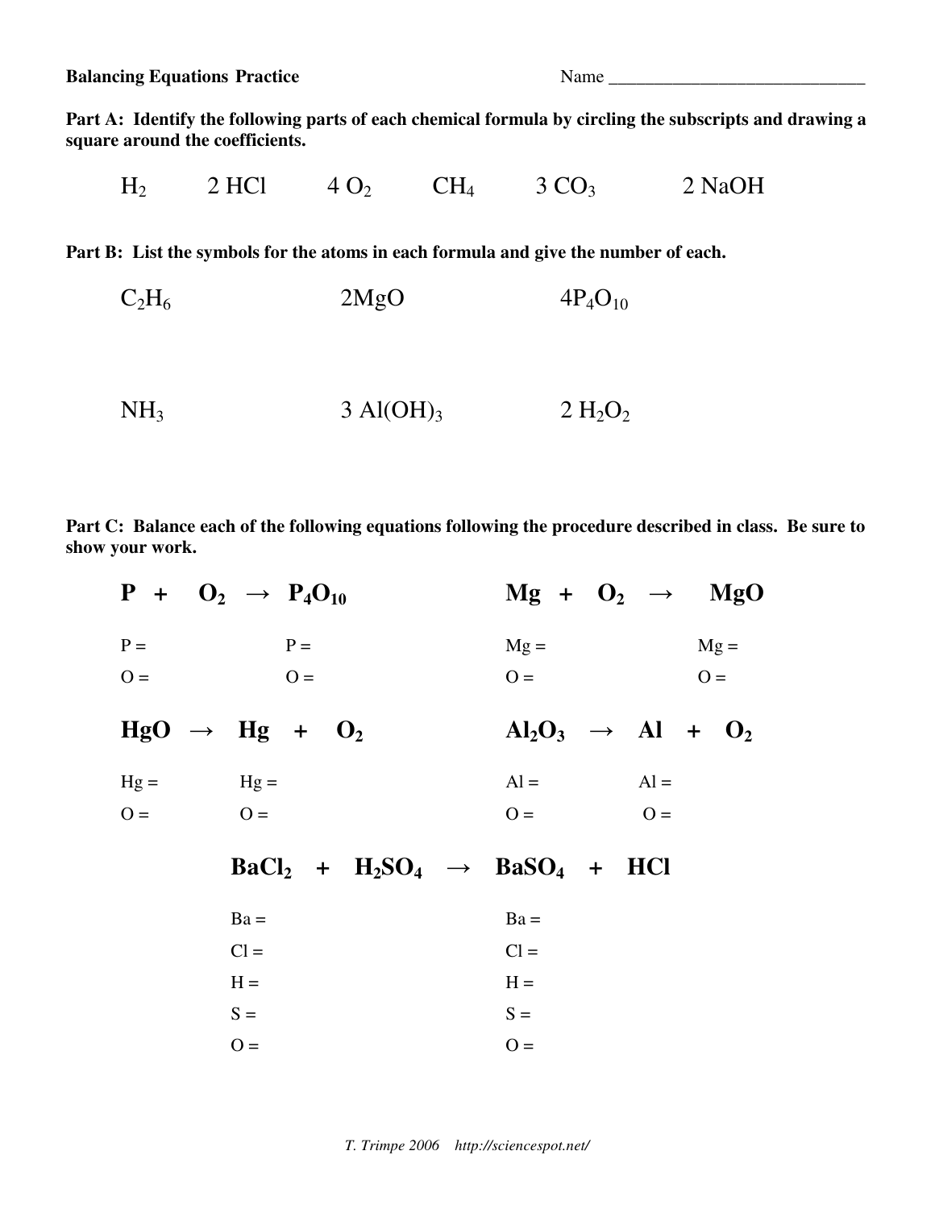**Balancing Equations Practice** Name ______________________________

**Part A: Identify the following parts of each chemical formula by circling the subscripts and drawing a square around the coefficients.**

$H_2$ $2\ HCl$ $4\ O_2$ $CH_4$ $3\ CO_3$ $2\ NaOH$

**Part B: List the symbols for the atoms in each formula and give the number of each.**

$C_2H_6$ $2MgO$ $4P_4O_{10}$

$NH_3$ $3\ Al(OH)_3$ $2\ H_2O_2$

**Part C: Balance each of the following equations following the procedure described in class. Be sure to show your work.**

$$P + O_2 \rightarrow P_4O_{10}$$

P = P =

O = O =

$$Mg + O_2 \rightarrow MgO$$

Mg = Mg =

O = O =

$$HgO \rightarrow Hg + O_2$$

Hg = Hg =

O = O =

$$Al_2O_3 \rightarrow Al + O_2$$

Al = Al =

O = O =

$$BaCl_2 + H_2SO_4 \rightarrow BaSO_4 + HCl$$

Ba = Ba =

Cl = Cl =

H = H =

S = S =

O = O =

*T. Trimpe 2006 http://sciencespot.net/*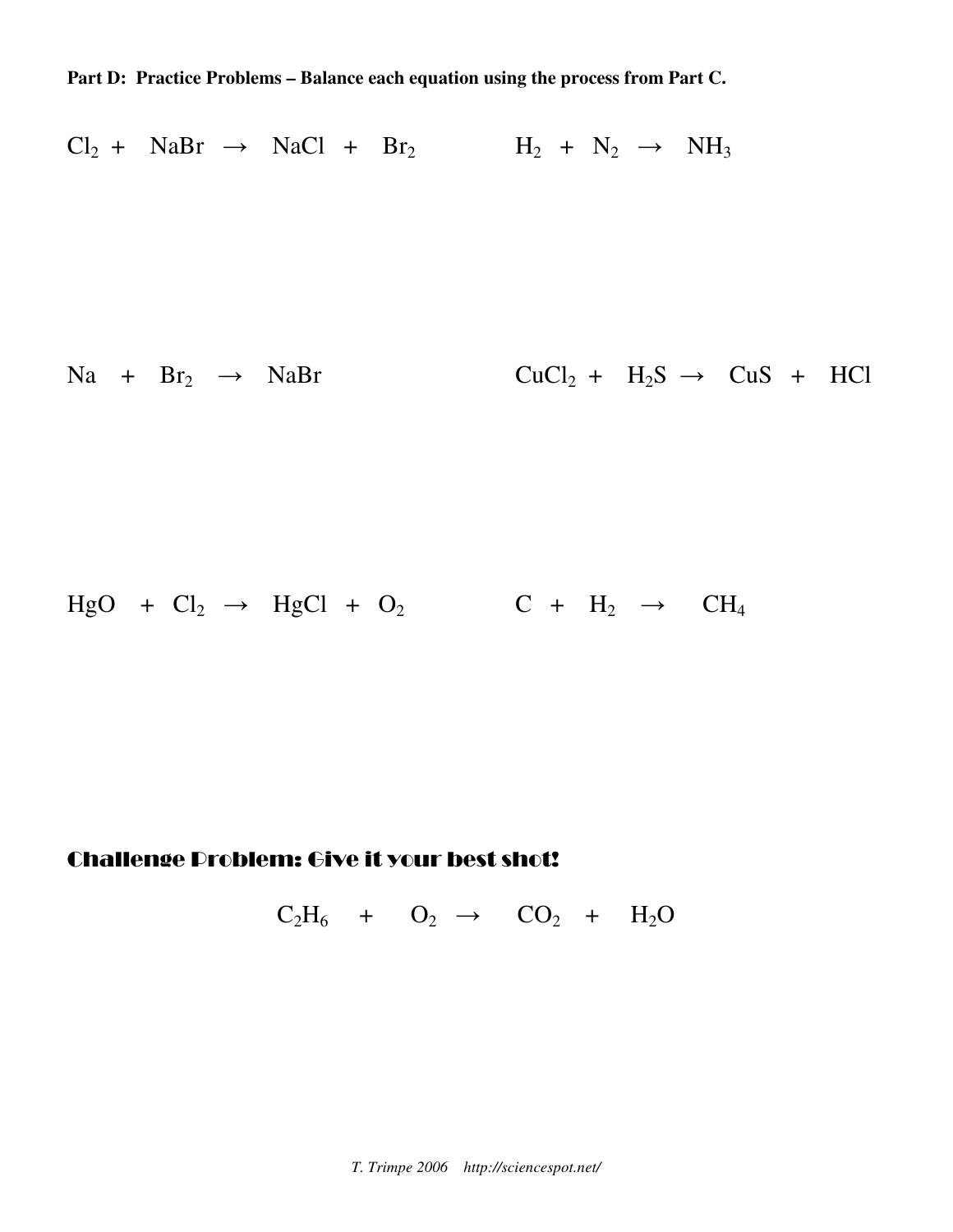**Part D: Practice Problems – Balance each equation using the process from Part C.**

$Cl_2 + NaBr \rightarrow NaCl + Br_2$

$H_2 + N_2 \rightarrow NH_3$

$Na + Br_2 \rightarrow NaBr$

$CuCl_2 + H_2S \rightarrow CuS + HCl$

$HgO + Cl_2 \rightarrow HgCl + O_2$

$C + H_2 \rightarrow CH_4$

**Challenge Problem: Give it your best shot!**

$$C_2H_6 + O_2 \rightarrow CO_2 + H_2O$$

*T. Trimpe 2006 http://sciencespot.net/*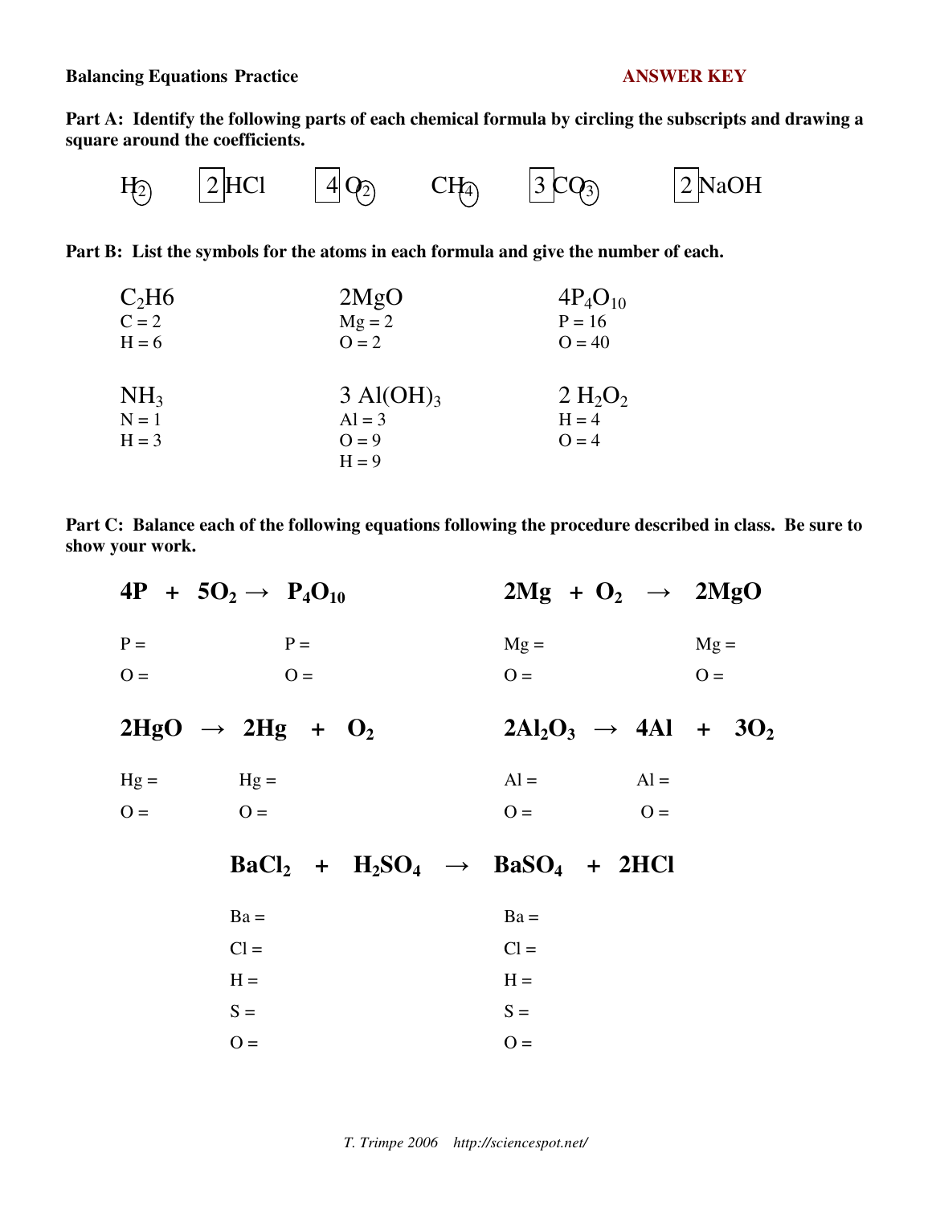**Balancing Equations Practice** **ANSWER KEY**

**Part A: Identify the following parts of each chemical formula by circling the subscripts and drawing a square around the coefficients.**

$H_{(2)}$ $\boxed{2}HCl$ $\boxed{4}O_{(2)}$ $CH_{(4)}$ $\boxed{3}CO_{(3)}$ $\boxed{2}NaOH$

**Part B: List the symbols for the atoms in each formula and give the number of each.**

| | | |
|---|---|---|
| $C_2H6$<br>C = 2<br>H = 6 | $2MgO$<br>Mg = 2<br>O = 2 | $4P_4O_{10}$<br>P = 16<br>O = 40 |
| $NH_3$<br>N = 1<br>H = 3 | $3\ Al(OH)_3$<br>Al = 3<br>O = 9<br>H = 9 | $2\ H_2O_2$<br>H = 4<br>O = 4 |

**Part C: Balance each of the following equations following the procedure described in class. Be sure to show your work.**

$$4P + 5O_2 \rightarrow P_4O_{10}$$

P = P =

O = O =

$$2Mg + O_2 \rightarrow 2MgO$$

Mg = Mg =

O = O =

$$2HgO \rightarrow 2Hg + O_2$$

Hg = Hg =

O = O =

$$2Al_2O_3 \rightarrow 4Al + 3O_2$$

Al = Al =

O = O =

$$BaCl_2 + H_2SO_4 \rightarrow BaSO_4 + 2HCl$$

Ba = Ba =

Cl = Cl =

H = H =

S = S =

O = O =

*T. Trimpe 2006 http://sciencespot.net/*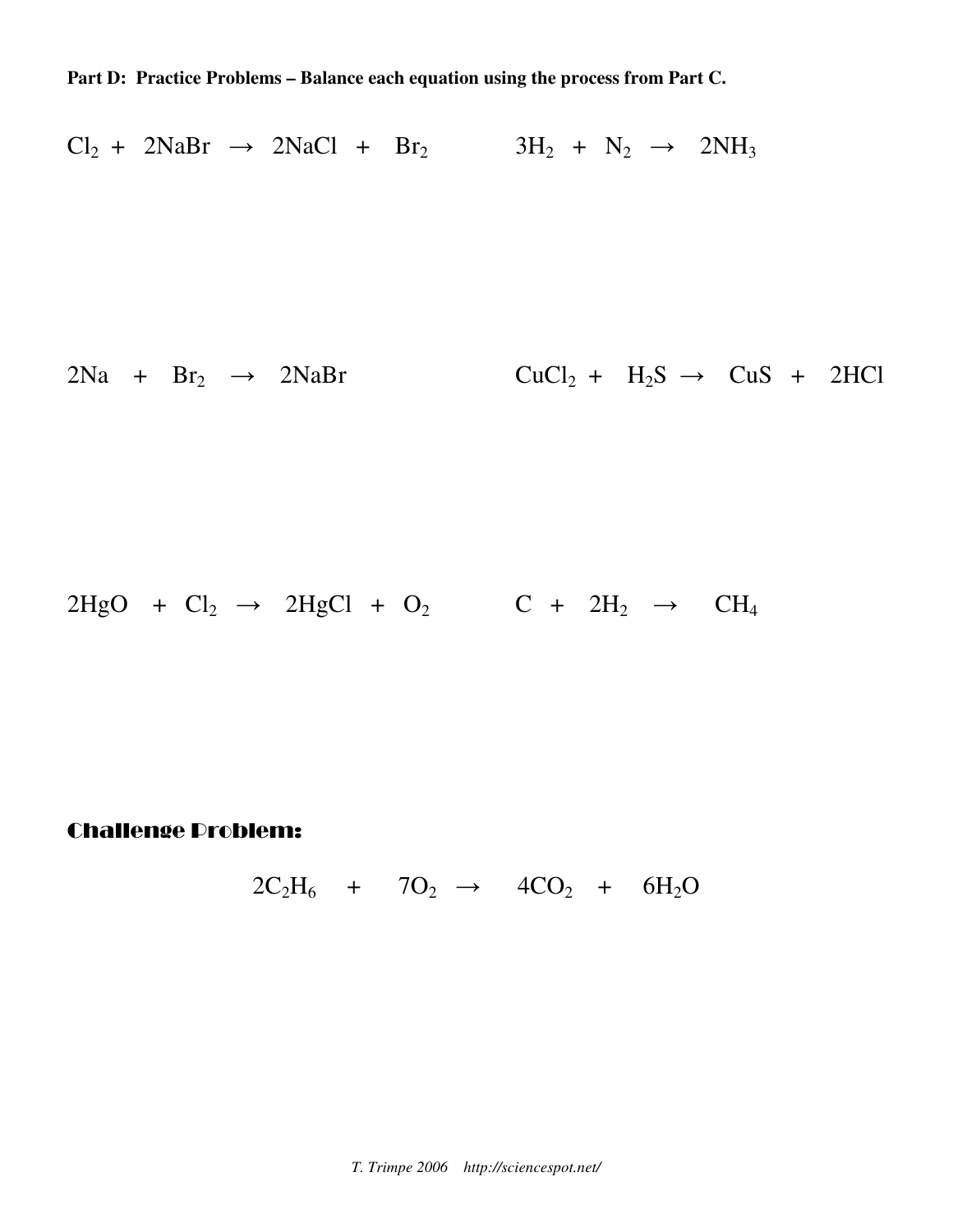**Part D: Practice Problems – Balance each equation using the process from Part C.**

$Cl_2 + 2NaBr \rightarrow 2NaCl + Br_2$

$3H_2 + N_2 \rightarrow 2NH_3$

$2Na + Br_2 \rightarrow 2NaBr$

$CuCl_2 + H_2S \rightarrow CuS + 2HCl$

$2HgO + Cl_2 \rightarrow 2HgCl + O_2$

$C + 2H_2 \rightarrow CH_4$

**Challenge Problem:**

$$2C_2H_6 + 7O_2 \rightarrow 4CO_2 + 6H_2O$$

*T. Trimpe 2006 http://sciencespot.net/*